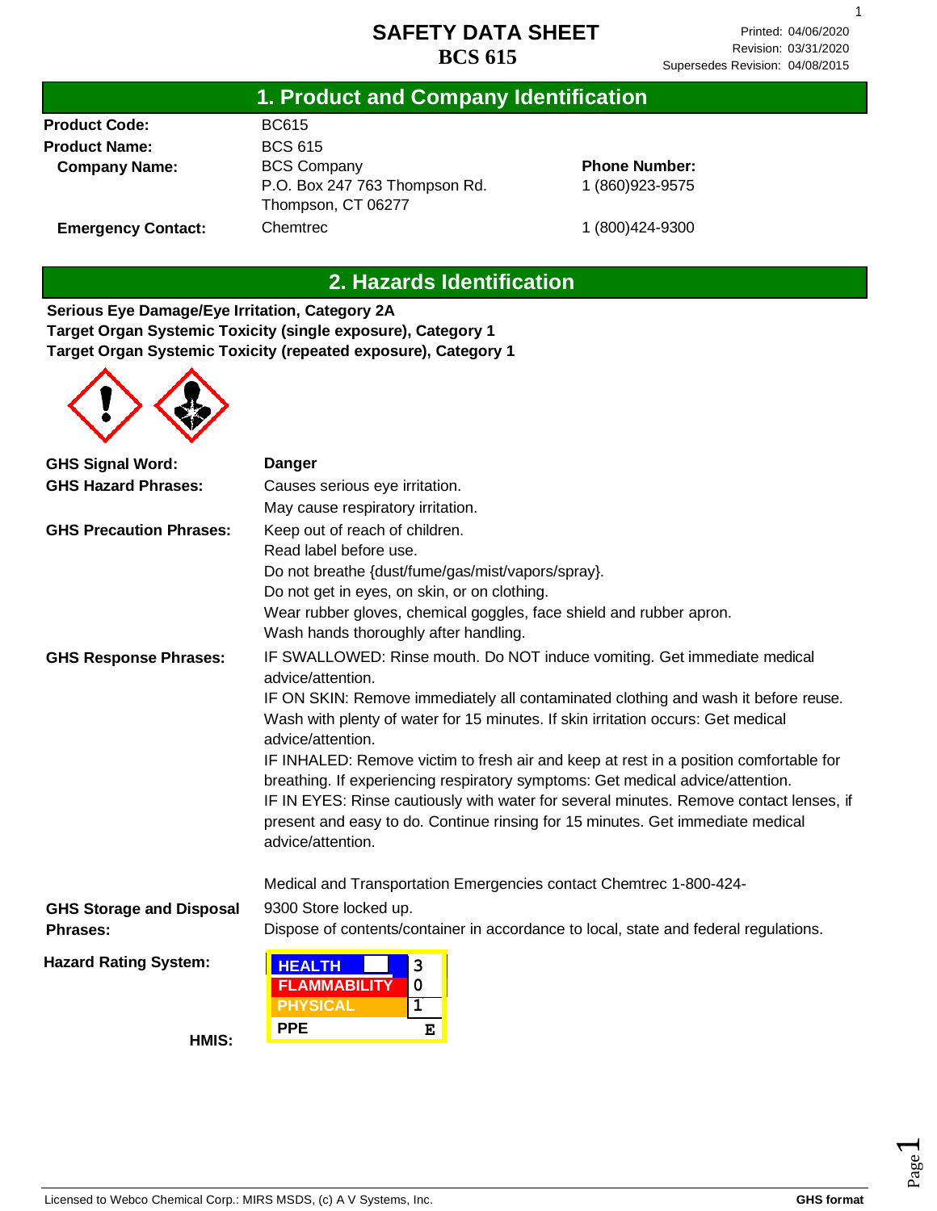# SAFETY DATA SHEET
# BCS 615

Printed: 04/06/2020
Revision: 03/31/2020
Supersedes Revision: 04/08/2015

## 1. Product and Company Identification

**Product Code:** BC615

**Product Name:** BCS 615

**Company Name:** BCS Company
P.O. Box 247 763 Thompson Rd.
Thompson, CT 06277

**Phone Number:** 1 (860)923-9575

**Emergency Contact:** Chemtrec 1 (800)424-9300

## 2. Hazards Identification

**Serious Eye Damage/Eye Irritation, Category 2A**
**Target Organ Systemic Toxicity (single exposure), Category 1**
**Target Organ Systemic Toxicity (repeated exposure), Category 1**

**GHS Signal Word:** **Danger**

**GHS Hazard Phrases:**
Causes serious eye irritation.
May cause respiratory irritation.

**GHS Precaution Phrases:**
Keep out of reach of children.
Read label before use.
Do not breathe {dust/fume/gas/mist/vapors/spray}.
Do not get in eyes, on skin, or on clothing.
Wear rubber gloves, chemical goggles, face shield and rubber apron.
Wash hands thoroughly after handling.

**GHS Response Phrases:**
IF SWALLOWED: Rinse mouth. Do NOT induce vomiting. Get immediate medical advice/attention.
IF ON SKIN: Remove immediately all contaminated clothing and wash it before reuse. Wash with plenty of water for 15 minutes. If skin irritation occurs: Get medical advice/attention.
IF INHALED: Remove victim to fresh air and keep at rest in a position comfortable for breathing. If experiencing respiratory symptoms: Get medical advice/attention.
IF IN EYES: Rinse cautiously with water for several minutes. Remove contact lenses, if present and easy to do. Continue rinsing for 15 minutes. Get immediate medical advice/attention.

Medical and Transportation Emergencies contact Chemtrec 1-800-424-9300

**GHS Storage and Disposal Phrases:**
Store locked up.
Dispose of contents/container in accordance to local, state and federal regulations.

**Hazard Rating System:**

**HMIS:**

| HEALTH | 3 |
|---|---|
| FLAMMABILITY | 0 |
| PHYSICAL | 1 |
| PPE | E |

Licensed to Webco Chemical Corp.: MIRS MSDS, (c) A V Systems, Inc. **GHS format**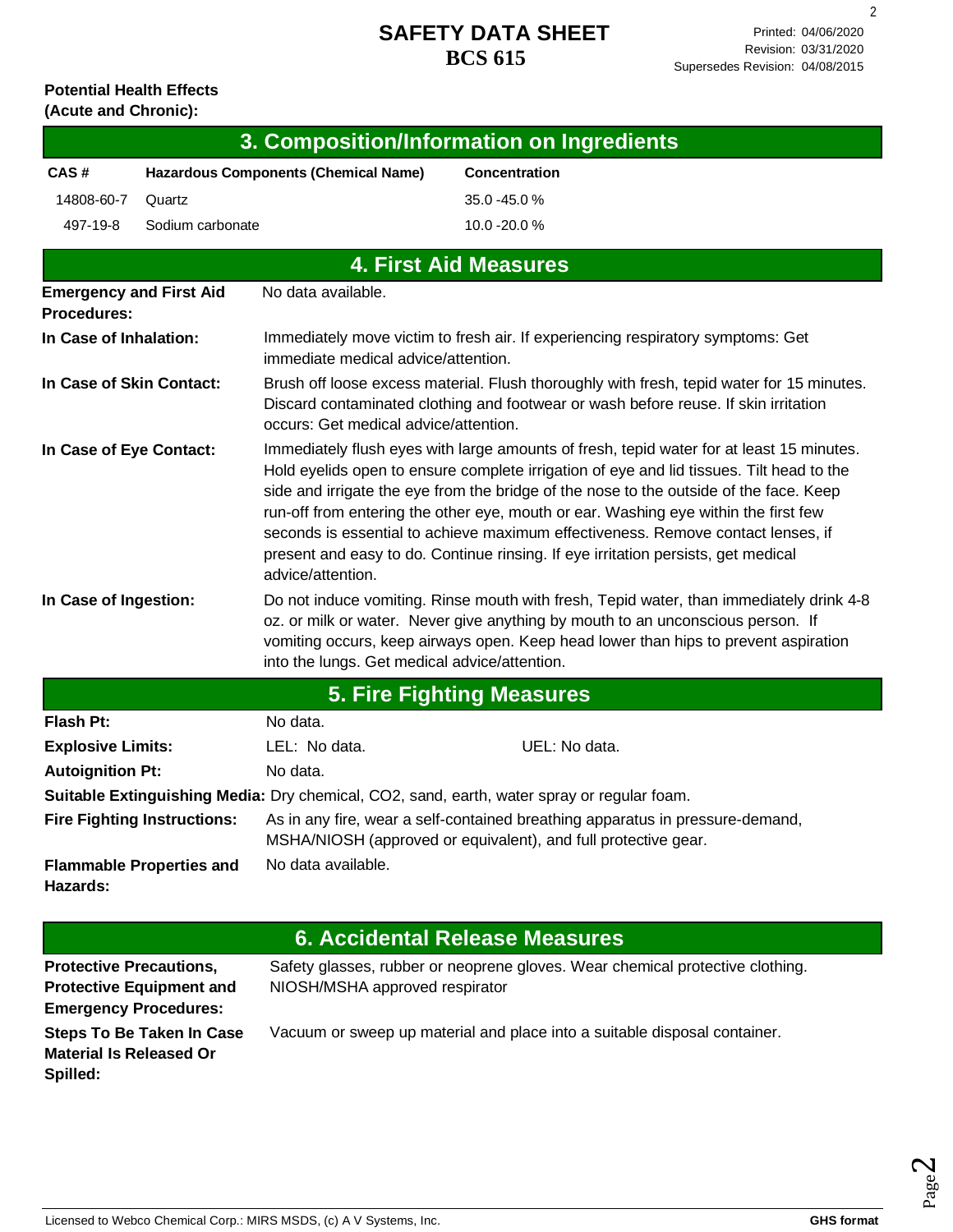**Potential Health Effects (Acute and Chronic):**

## 3. Composition/Information on Ingredients

| CAS # | Hazardous Components (Chemical Name) | Concentration |
|---|---|---|
| 14808-60-7 | Quartz | 35.0 -45.0 % |
| 497-19-8 | Sodium carbonate | 10.0 -20.0 % |

## 4. First Aid Measures

**Emergency and First Aid Procedures:** No data available.

**In Case of Inhalation:** Immediately move victim to fresh air. If experiencing respiratory symptoms: Get immediate medical advice/attention.

**In Case of Skin Contact:** Brush off loose excess material. Flush thoroughly with fresh, tepid water for 15 minutes. Discard contaminated clothing and footwear or wash before reuse. If skin irritation occurs: Get medical advice/attention.

**In Case of Eye Contact:** Immediately flush eyes with large amounts of fresh, tepid water for at least 15 minutes. Hold eyelids open to ensure complete irrigation of eye and lid tissues. Tilt head to the side and irrigate the eye from the bridge of the nose to the outside of the face. Keep run-off from entering the other eye, mouth or ear. Washing eye within the first few seconds is essential to achieve maximum effectiveness. Remove contact lenses, if present and easy to do. Continue rinsing. If eye irritation persists, get medical advice/attention.

**In Case of Ingestion:** Do not induce vomiting. Rinse mouth with fresh, Tepid water, than immediately drink 4-8 oz. or milk or water. Never give anything by mouth to an unconscious person. If vomiting occurs, keep airways open. Keep head lower than hips to prevent aspiration into the lungs. Get medical advice/attention.

## 5. Fire Fighting Measures

**Flash Pt:** No data.

**Explosive Limits:** LEL: No data. UEL: No data.

**Autoignition Pt:** No data.

**Suitable Extinguishing Media:** Dry chemical, CO2, sand, earth, water spray or regular foam.

**Fire Fighting Instructions:** As in any fire, wear a self-contained breathing apparatus in pressure-demand, MSHA/NIOSH (approved or equivalent), and full protective gear.

**Flammable Properties and Hazards:** No data available.

## 6. Accidental Release Measures

**Protective Precautions, Protective Equipment and Emergency Procedures:** Safety glasses, rubber or neoprene gloves. Wear chemical protective clothing. NIOSH/MSHA approved respirator

**Steps To Be Taken In Case Material Is Released Or Spilled:** Vacuum or sweep up material and place into a suitable disposal container.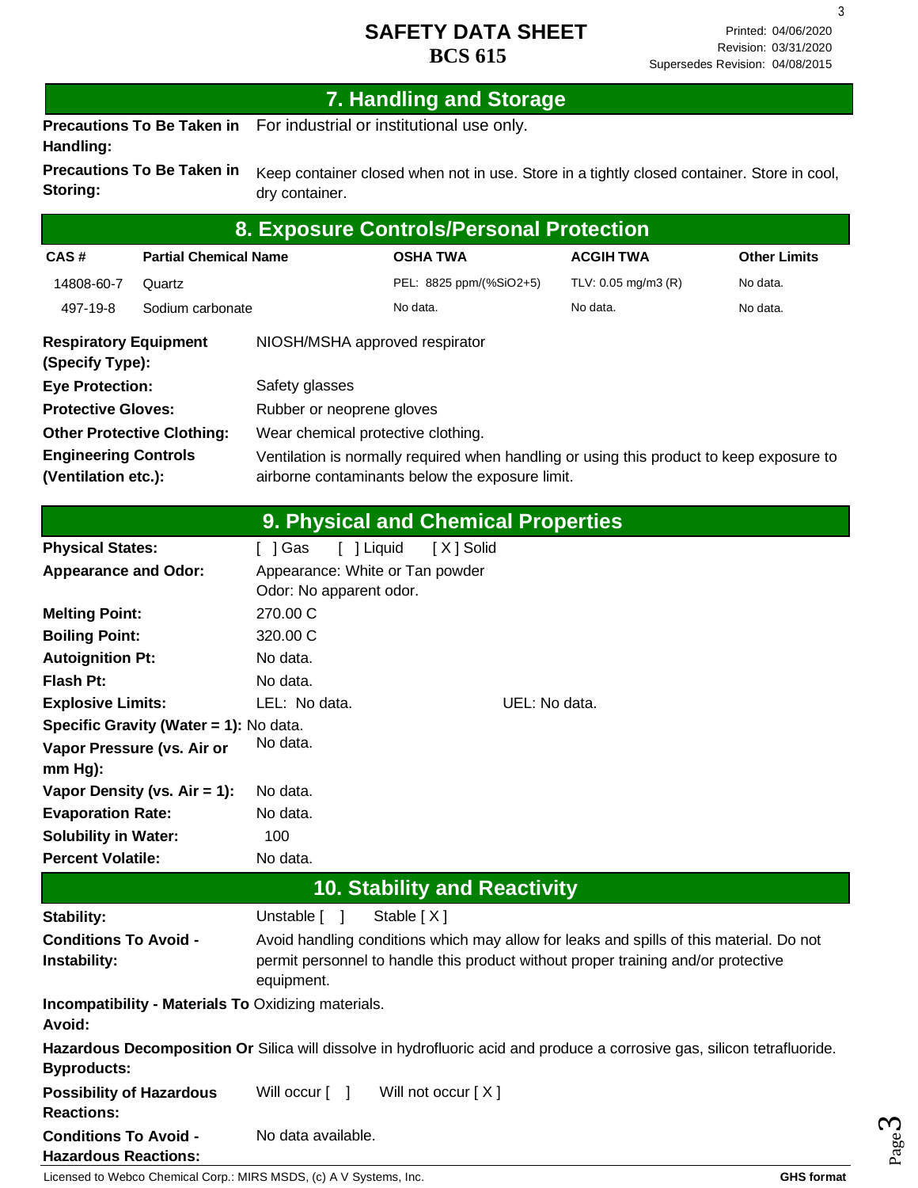# SAFETY DATA SHEET
## BCS 615

Printed: 04/06/2020
Revision: 03/31/2020
Supersedes Revision: 04/08/2015

## 7. Handling and Storage

**Precautions To Be Taken in Handling:** For industrial or institutional use only.

**Precautions To Be Taken in Storing:** Keep container closed when not in use. Store in a tightly closed container. Store in cool, dry container.

## 8. Exposure Controls/Personal Protection

| CAS # | Partial Chemical Name | OSHA TWA | ACGIH TWA | Other Limits |
|---|---|---|---|---|
| 14808-60-7 | Quartz | PEL: 8825 ppm/(%SiO2+5) | TLV: 0.05 mg/m3 (R) | No data. |
| 497-19-8 | Sodium carbonate | No data. | No data. | No data. |

**Respiratory Equipment (Specify Type):** NIOSH/MSHA approved respirator

**Eye Protection:** Safety glasses

**Protective Gloves:** Rubber or neoprene gloves

**Other Protective Clothing:** Wear chemical protective clothing.

**Engineering Controls (Ventilation etc.):** Ventilation is normally required when handling or using this product to keep exposure to airborne contaminants below the exposure limit.

## 9. Physical and Chemical Properties

**Physical States:** [ ] Gas [ ] Liquid [ X ] Solid

**Appearance and Odor:** Appearance: White or Tan powder
Odor: No apparent odor.

**Melting Point:** 270.00 C

**Boiling Point:** 320.00 C

**Autoignition Pt:** No data.

**Flash Pt:** No data.

**Explosive Limits:** LEL: No data. UEL: No data.

**Specific Gravity (Water = 1):** No data.

**Vapor Pressure (vs. Air or mm Hg):** No data.

**Vapor Density (vs. Air = 1):** No data.

**Evaporation Rate:** No data.

**Solubility in Water:** 100

**Percent Volatile:** No data.

## 10. Stability and Reactivity

**Stability:** Unstable [ ] Stable [ X ]

**Conditions To Avoid - Instability:** Avoid handling conditions which may allow for leaks and spills of this material. Do not permit personnel to handle this product without proper training and/or protective equipment.

**Incompatibility - Materials To Avoid:** Oxidizing materials.

**Hazardous Decomposition Or Byproducts:** Silica will dissolve in hydrofluoric acid and produce a corrosive gas, silicon tetrafluoride.

**Possibility of Hazardous Reactions:** Will occur [ ] Will not occur [ X ]

**Conditions To Avoid - Hazardous Reactions:** No data available.

Licensed to Webco Chemical Corp.: MIRS MSDS, (c) A V Systems, Inc. GHS format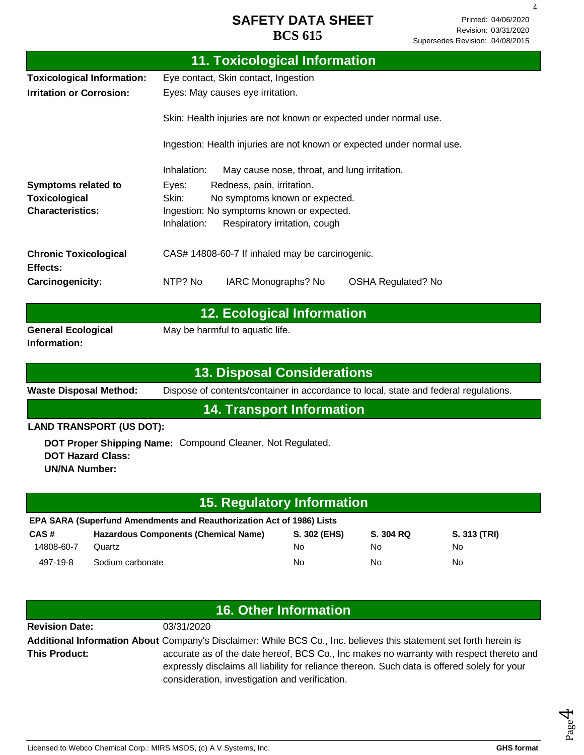## 11. Toxicological Information

**Toxicological Information:** Eye contact, Skin contact, Ingestion

**Irritation or Corrosion:** Eyes: May causes eye irritation.

Skin: Health injuries are not known or expected under normal use.

Ingestion: Health injuries are not known or expected under normal use.

Inhalation: May cause nose, throat, and lung irritation.

**Symptoms related to Toxicological Characteristics:**
Eyes: Redness, pain, irritation.
Skin: No symptoms known or expected.
Ingestion: No symptoms known or expected.
Inhalation: Respiratory irritation, cough

**Chronic Toxicological Effects:** CAS# 14808-60-7 If inhaled may be carcinogenic.

**Carcinogenicity:** NTP? No IARC Monographs? No OSHA Regulated? No

## 12. Ecological Information

**General Ecological Information:** May be harmful to aquatic life.

## 13. Disposal Considerations

**Waste Disposal Method:** Dispose of contents/container in accordance to local, state and federal regulations.

## 14. Transport Information

**LAND TRANSPORT (US DOT):**

**DOT Proper Shipping Name:** Compound Cleaner, Not Regulated.
**DOT Hazard Class:**
**UN/NA Number:**

## 15. Regulatory Information

**EPA SARA (Superfund Amendments and Reauthorization Act of 1986) Lists**

| CAS # | Hazardous Components (Chemical Name) | S. 302 (EHS) | S. 304 RQ | S. 313 (TRI) |
|---|---|---|---|---|
| 14808-60-7 | Quartz | No | No | No |
| 497-19-8 | Sodium carbonate | No | No | No |

## 16. Other Information

**Revision Date:** 03/31/2020

**Additional Information About This Product:** Company's Disclaimer: While BCS Co., Inc. believes this statement set forth herein is accurate as of the date hereof, BCS Co., Inc makes no warranty with respect thereto and expressly disclaims all liability for reliance thereon. Such data is offered solely for your consideration, investigation and verification.